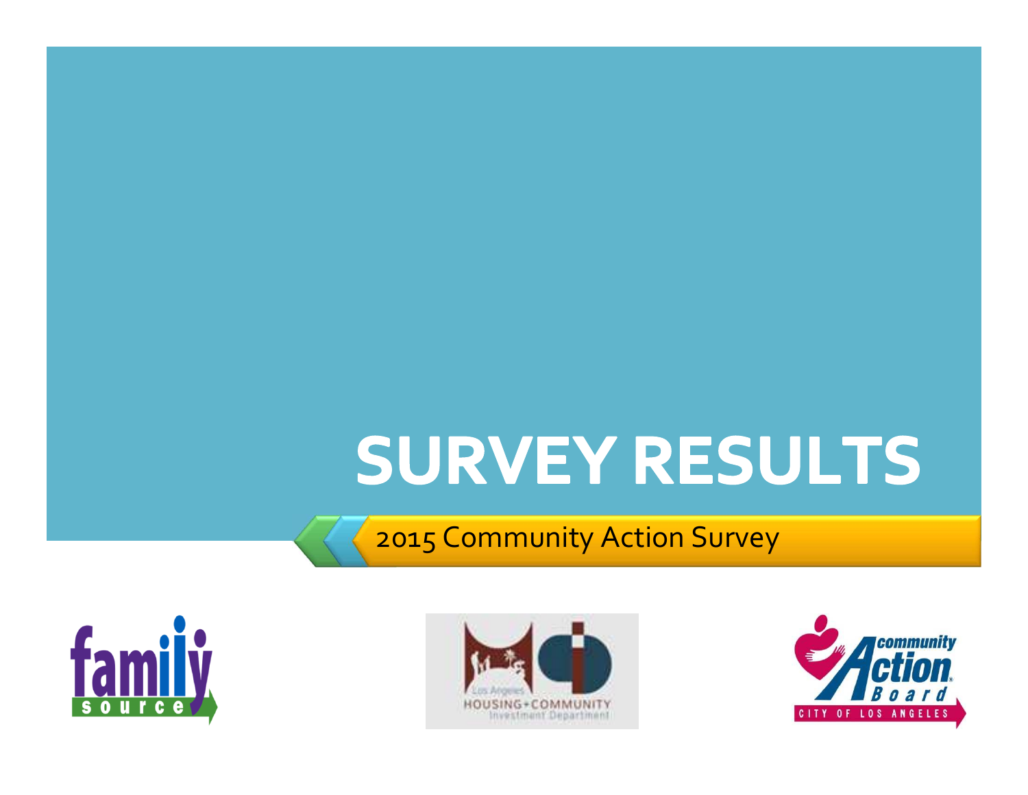# SURVEY RESULTS

2015 Community Action Survey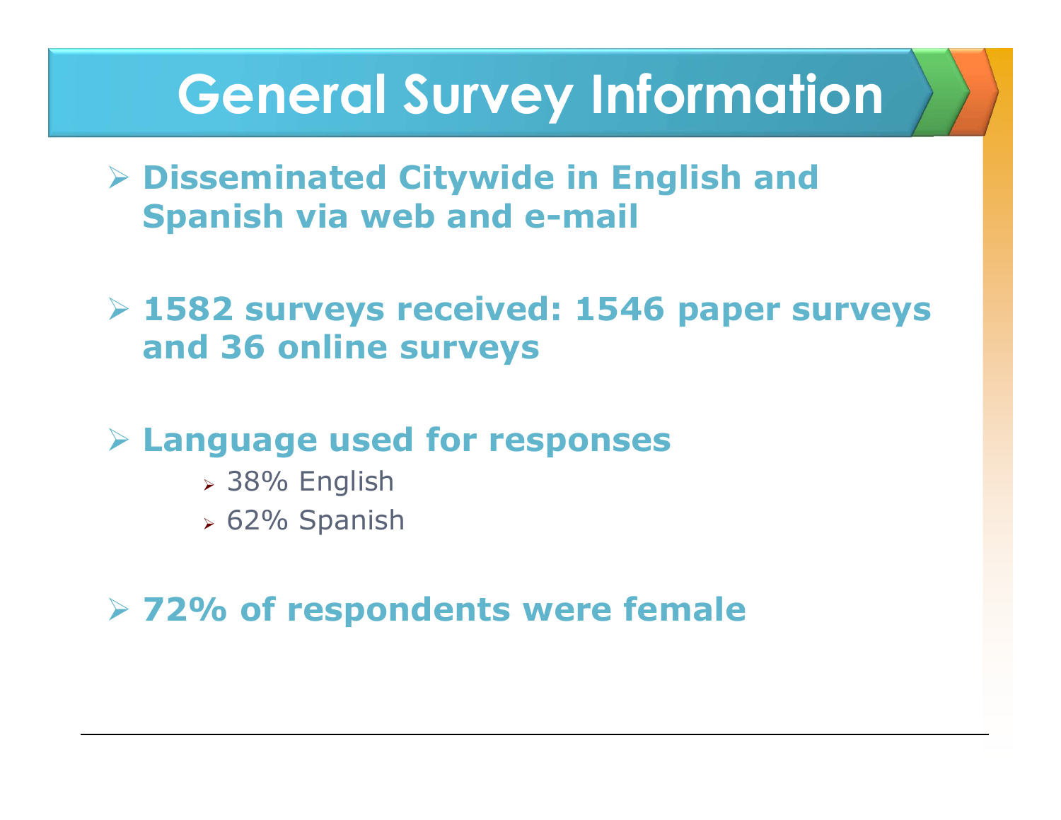# General Survey Information

- **Disseminated Citywide in English and Spanish via web and e-mail**

- **1582 surveys received: 1546 paper surveys and 36 online surveys**

- **Language used for responses**
  - 38% English
  - 62% Spanish

- **72% of respondents were female**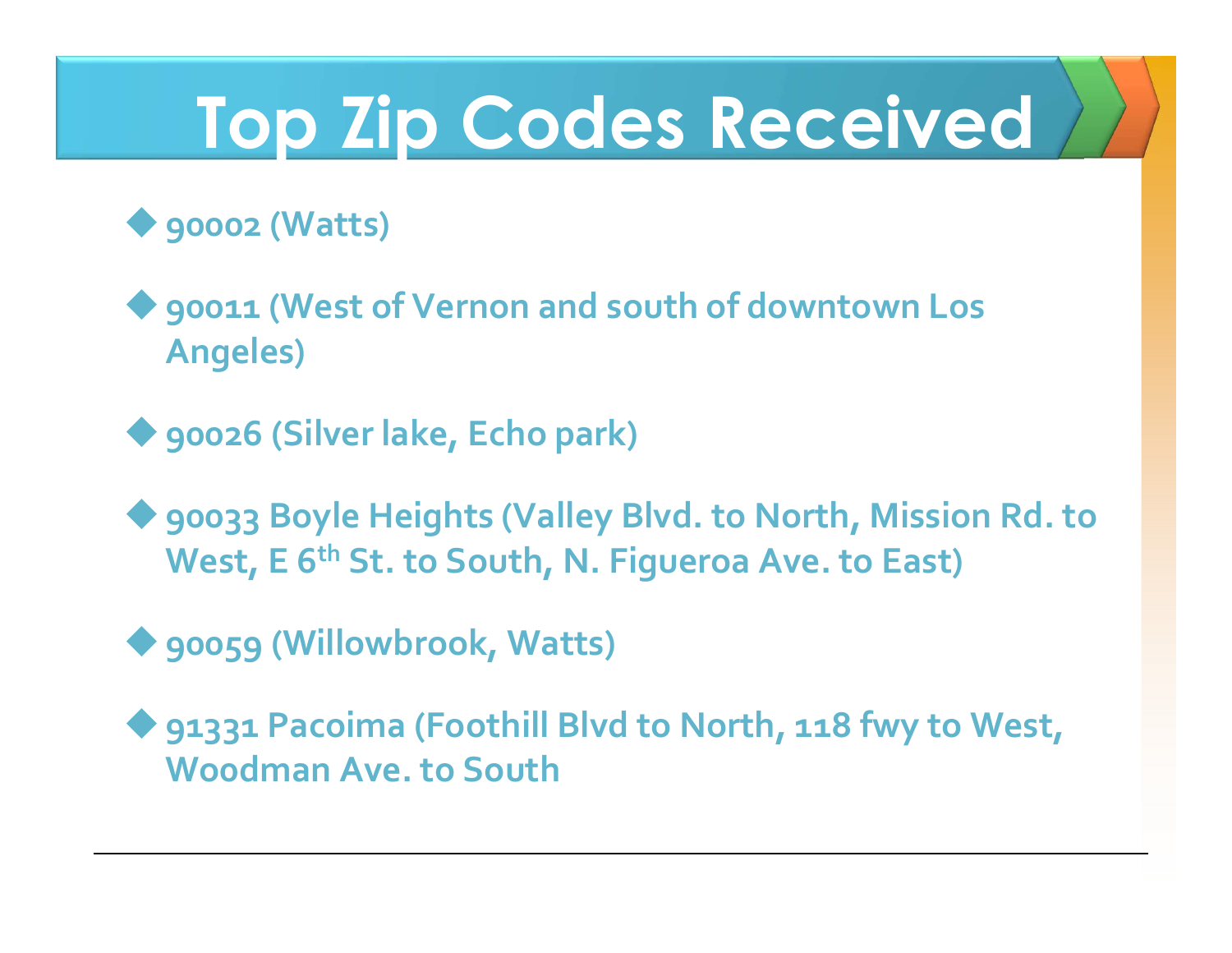# Top Zip Codes Received

- **90002 (Watts)**
- **90011 (West of Vernon and south of downtown Los Angeles)**
- **90026 (Silver lake, Echo park)**
- **90033 Boyle Heights (Valley Blvd. to North, Mission Rd. to West, E 6th St. to South, N. Figueroa Ave. to East)**
- **90059 (Willowbrook, Watts)**
- **91331 Pacoima (Foothill Blvd to North, 118 fwy to West, Woodman Ave. to South**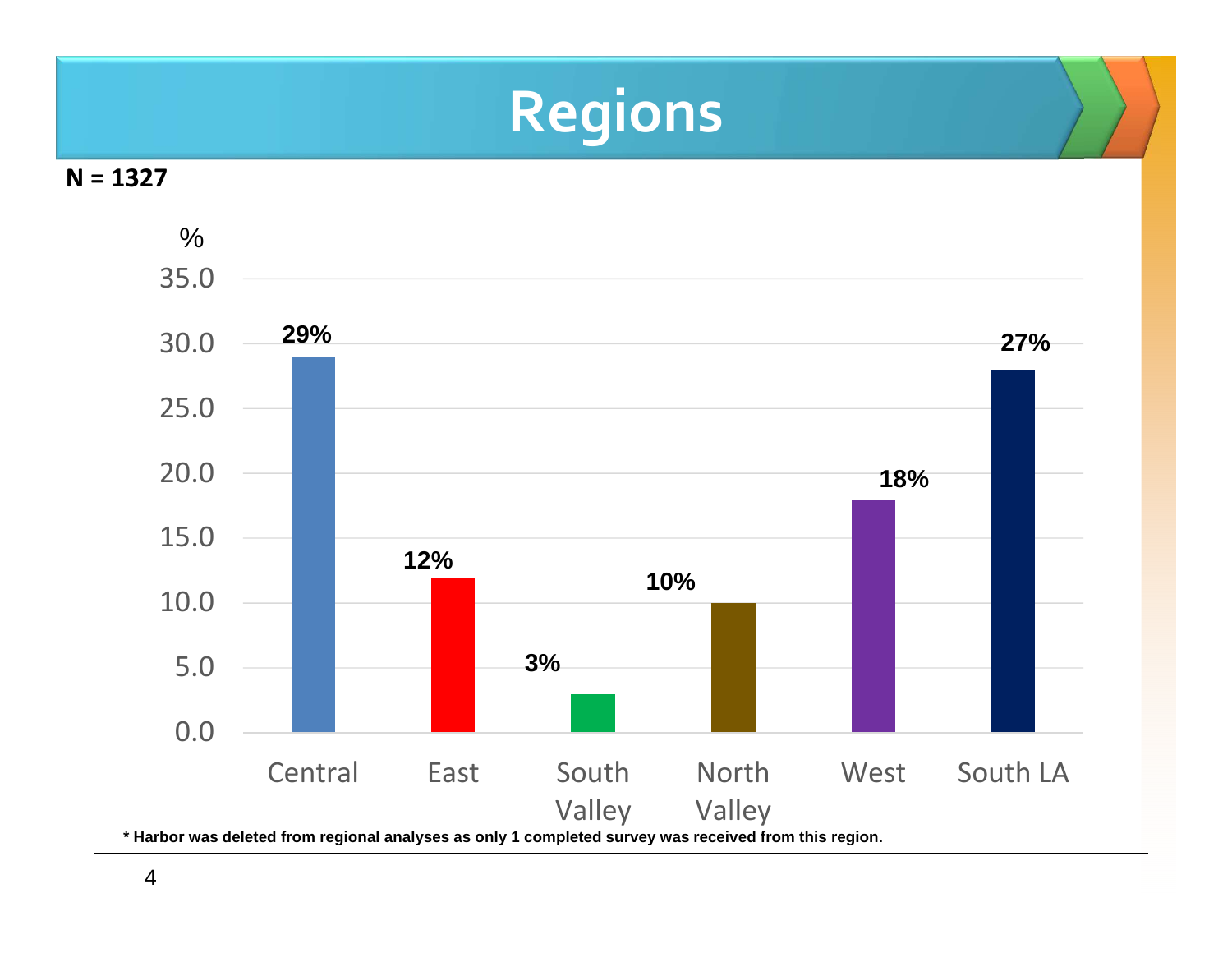# Regions

**N = 1327**

| Region | % |
|---|---|
| Central | 29% |
| East | 12% |
| South Valley | 3% |
| North Valley | 10% |
| West | 18% |
| South LA | 27% |

**\* Harbor was deleted from regional analyses as only 1 completed survey was received from this region.**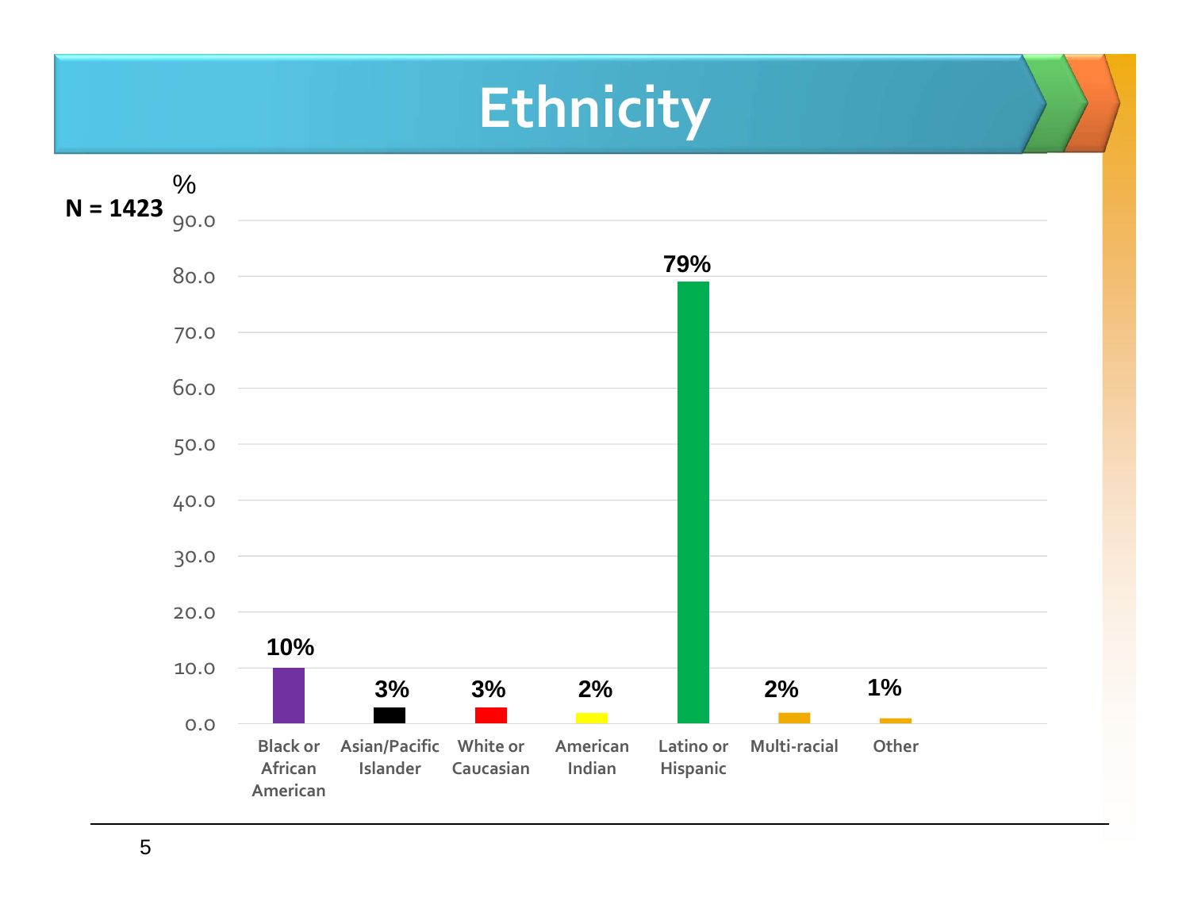# Ethnicity

N = 1423

| Ethnicity | % |
|---|---|
| Black or African American | 10% |
| Asian/Pacific Islander | 3% |
| White or Caucasian | 3% |
| American Indian | 2% |
| Latino or Hispanic | 79% |
| Multi-racial | 2% |
| Other | 1% |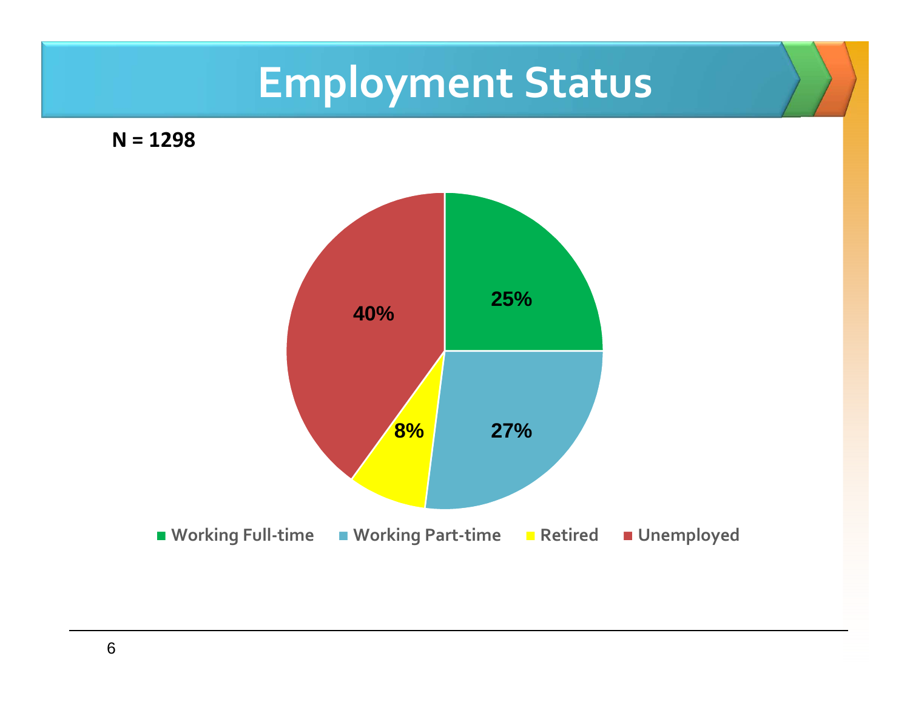# Employment Status

**N = 1298**

| Employment Status | Percentage |
|---|---|
| Working Full-time | 25% |
| Working Part-time | 27% |
| Retired | 8% |
| Unemployed | 40% |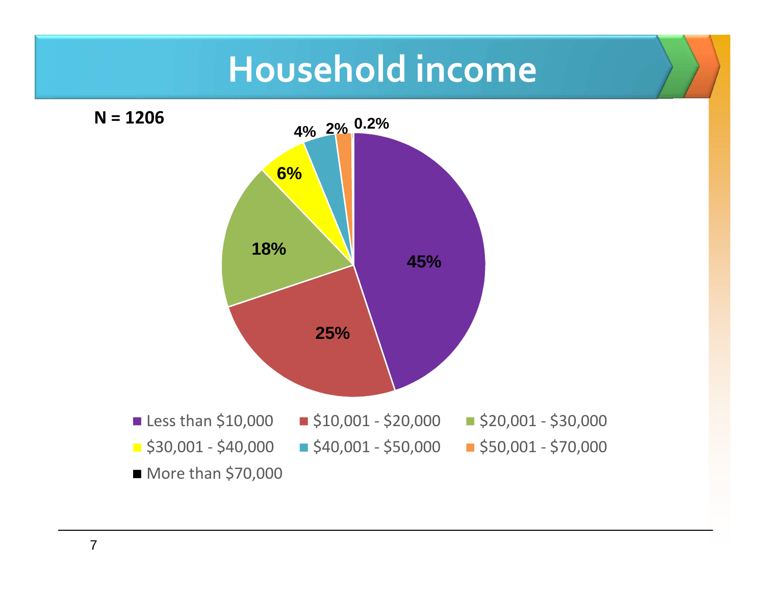# Household income

**N = 1206**

| Household income | Percentage |
|---|---|
| Less than $10,000 | 45% |
| $10,001 - $20,000 | 25% |
| $20,001 - $30,000 | 18% |
| $30,001 - $40,000 | 6% |
| $40,001 - $50,000 | 4% |
| $50,001 - $70,000 | 2% |
| More than $70,000 | 0.2% |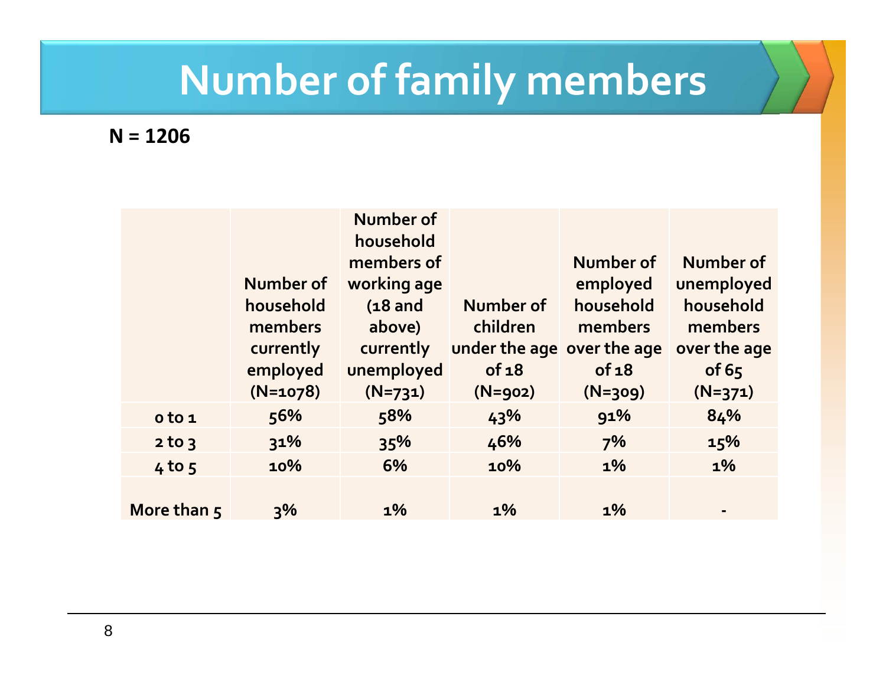# Number of family members

**N = 1206**

| | Number of household members currently employed (N=1078) | Number of household members of working age (18 and above) currently unemployed (N=731) | Number of children under the age of 18 (N=902) | Number of employed household members over the age of 18 (N=309) | Number of unemployed household members over the age of 65 (N=371) |
|---|---|---|---|---|---|
| 0 to 1 | 56% | 58% | 43% | 91% | 84% |
| 2 to 3 | 31% | 35% | 46% | 7% | 15% |
| 4 to 5 | 10% | 6% | 10% | 1% | 1% |
| More than 5 | 3% | 1% | 1% | 1% | - |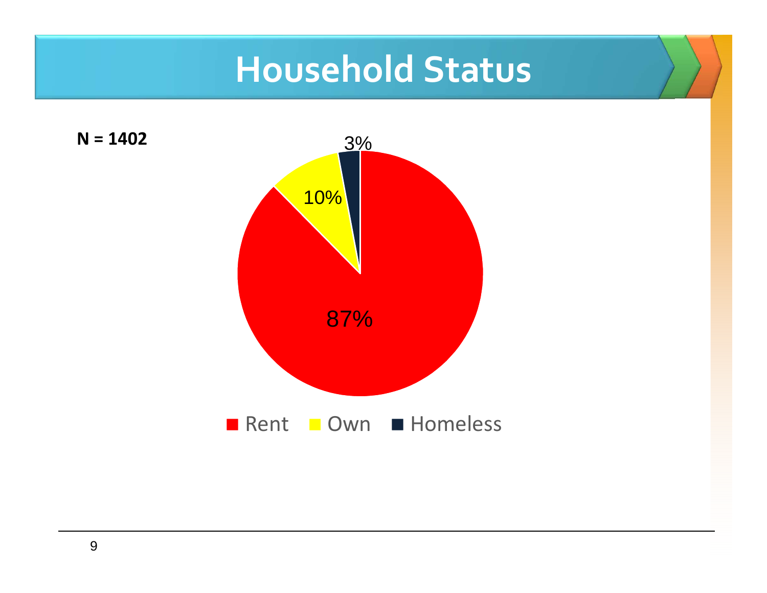# Household Status

**N = 1402**

| Household Status | Percent |
|---|---|
| Rent | 87% |
| Own | 10% |
| Homeless | 3% |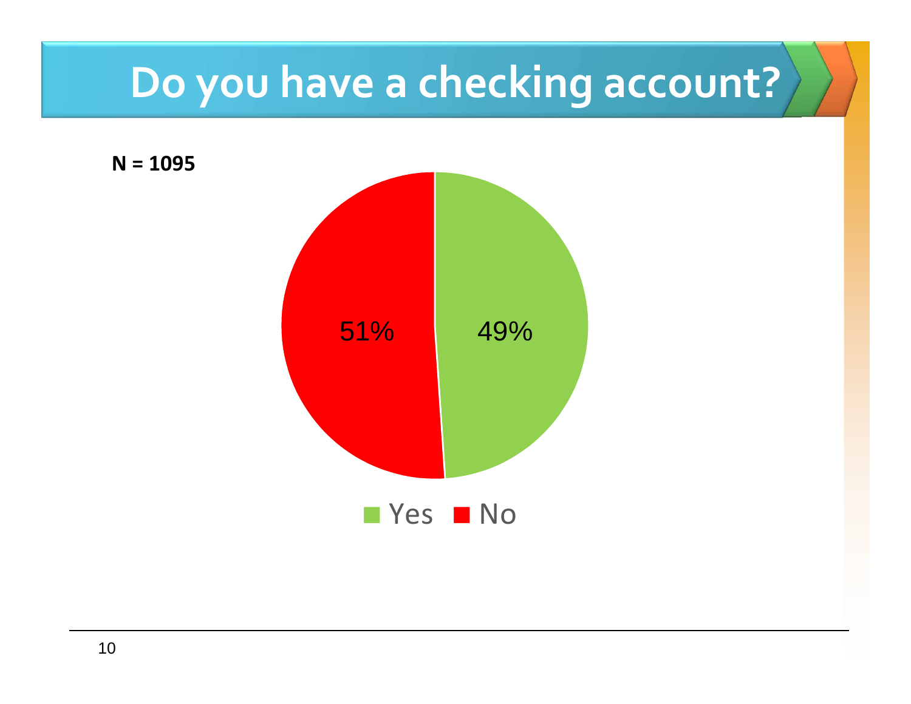# Do you have a checking account?

**N = 1095**

| Response | Percent |
|---|---|
| Yes | 49% |
| No | 51% |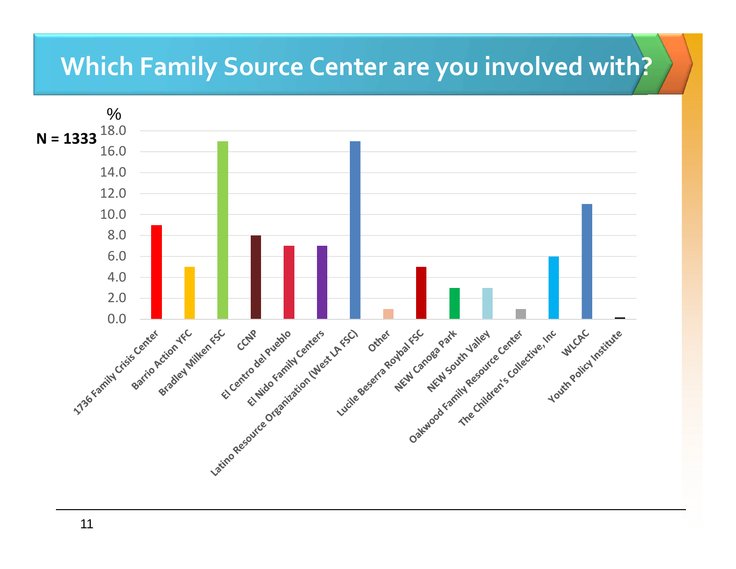# Which Family Source Center are you involved with?

N = 1333

| Family Source Center | % |
|---|---|
| 1736 Family Crisis Center | 9.0 |
| Barrio Action YFC | 5.0 |
| Bradley Milken FSC | 17.0 |
| CCNP | 8.0 |
| El Centro del Pueblo | 7.0 |
| El Nido Family Centers | 7.0 |
| Latino Resource Organization (West LA FSC) | 17.0 |
| Other | 1.0 |
| Lucile Beserra Roybal FSC | 5.0 |
| NEW Canoga Park | 3.0 |
| NEW South Valley | 3.0 |
| Oakwood Family Resource Center | 1.0 |
| The Children's Collective, Inc | 6.0 |
| WLCAC | 11.0 |
| Youth Policy Institute | 0.1 |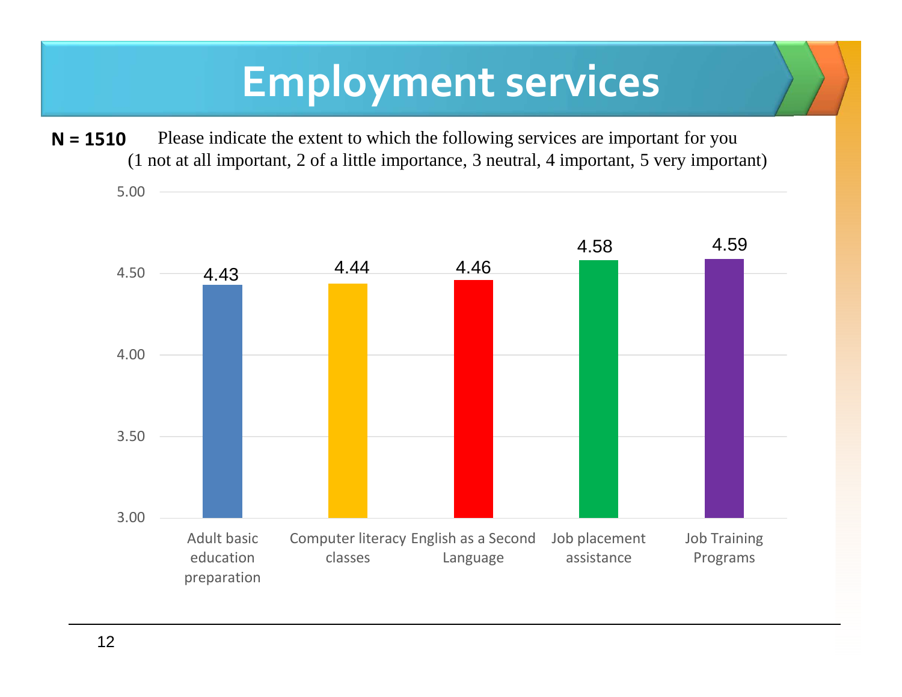# Employment services

**N = 1510** Please indicate the extent to which the following services are important for you
(1 not at all important, 2 of a little importance, 3 neutral, 4 important, 5 very important)

| Service | Mean |
|---|---|
| Adult basic education preparation | 4.43 |
| Computer literacy classes | 4.44 |
| English as a Second Language | 4.46 |
| Job placement assistance | 4.58 |
| Job Training Programs | 4.59 |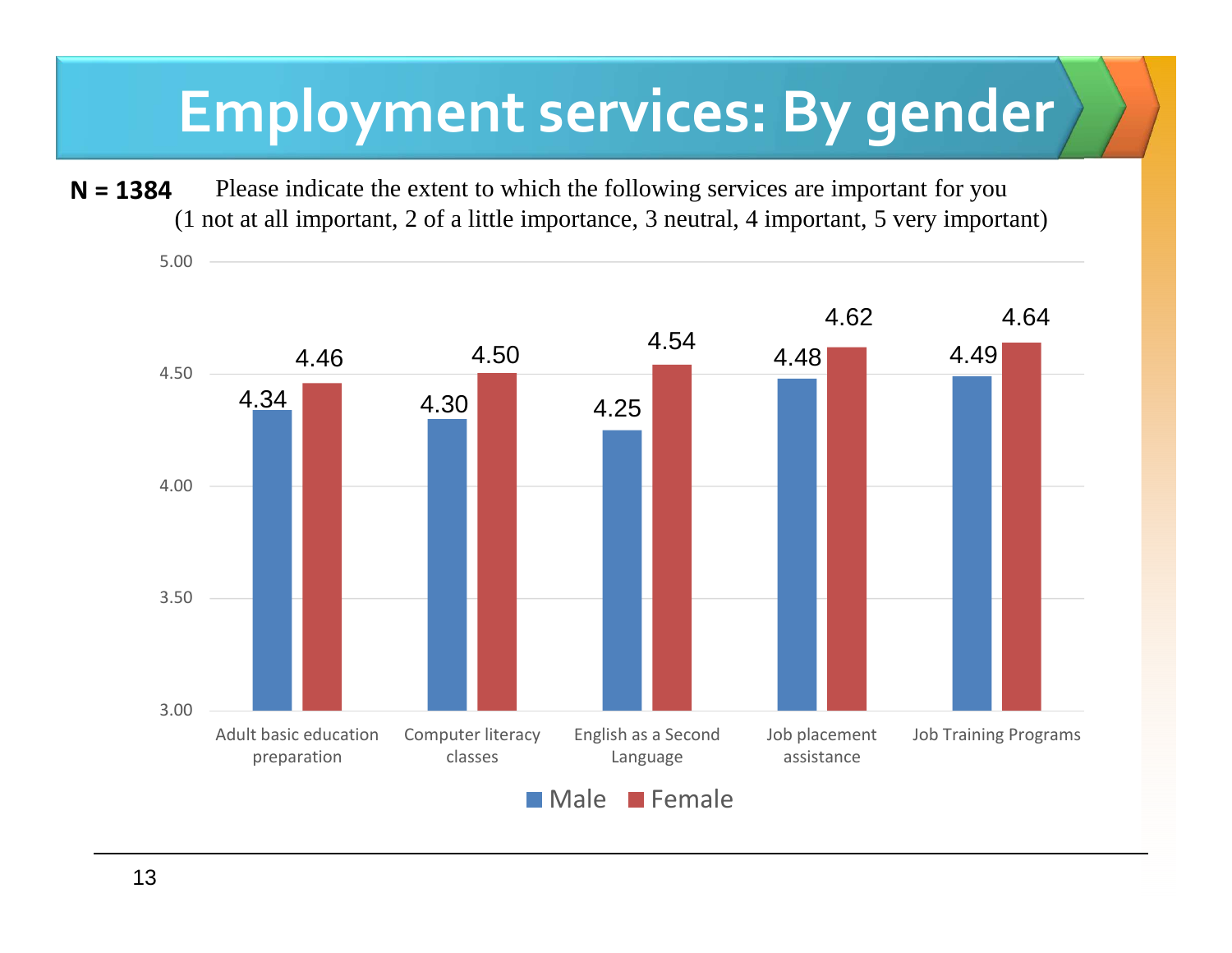# Employment services: By gender

**N = 1384** Please indicate the extent to which the following services are important for you (1 not at all important, 2 of a little importance, 3 neutral, 4 important, 5 very important)

| Service | Male | Female |
|---|---|---|
| Adult basic education preparation | 4.34 | 4.46 |
| Computer literacy classes | 4.30 | 4.50 |
| English as a Second Language | 4.25 | 4.54 |
| Job placement assistance | 4.48 | 4.62 |
| Job Training Programs | 4.49 | 4.64 |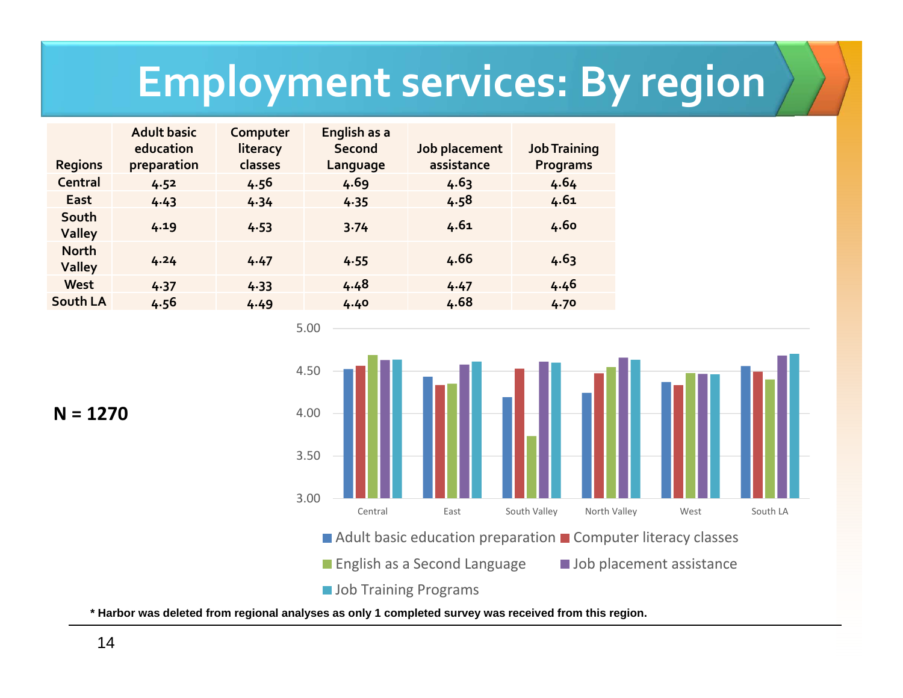# Employment services: By region

| Regions | Adult basic education preparation | Computer literacy classes | English as a Second Language | Job placement assistance | Job Training Programs |
|---|---|---|---|---|---|
| Central | 4.52 | 4.56 | 4.69 | 4.63 | 4.64 |
| East | 4.43 | 4.34 | 4.35 | 4.58 | 4.61 |
| South Valley | 4.19 | 4.53 | 3.74 | 4.61 | 4.60 |
| North Valley | 4.24 | 4.47 | 4.55 | 4.66 | 4.63 |
| West | 4.37 | 4.33 | 4.48 | 4.47 | 4.46 |
| South LA | 4.56 | 4.49 | 4.40 | 4.68 | 4.70 |

**N = 1270**

**\* Harbor was deleted from regional analyses as only 1 completed survey was received from this region.**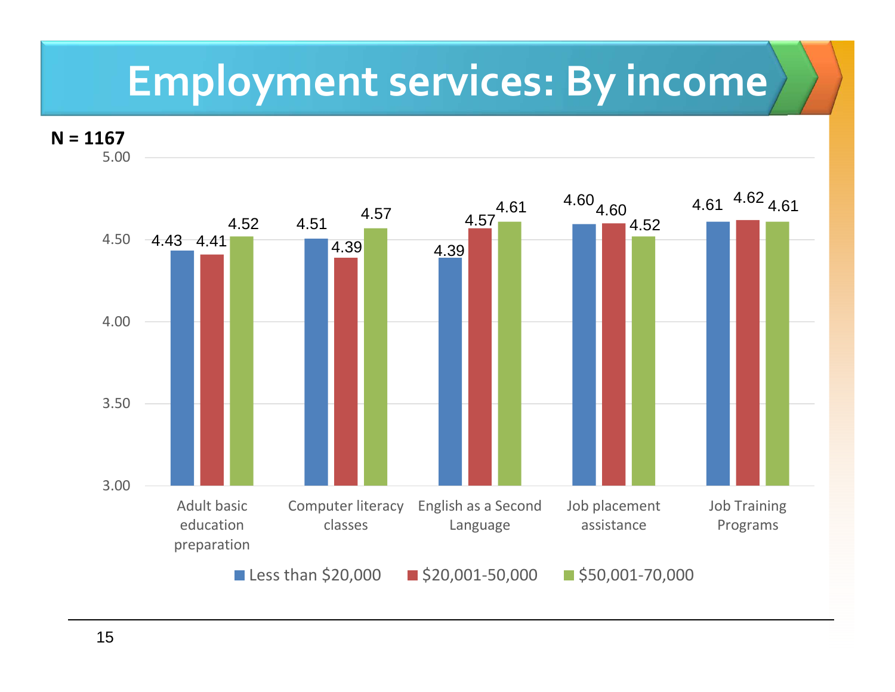# Employment services: By income

**N = 1167**

| | Less than $20,000 | $20,001-50,000 | $50,001-70,000 |
|---|---|---|---|
| Adult basic education preparation | 4.43 | 4.41 | 4.52 |
| Computer literacy classes | 4.51 | 4.39 | 4.57 |
| English as a Second Language | 4.39 | 4.57 | 4.61 |
| Job placement assistance | 4.60 | 4.60 | 4.52 |
| Job Training Programs | 4.61 | 4.62 | 4.61 |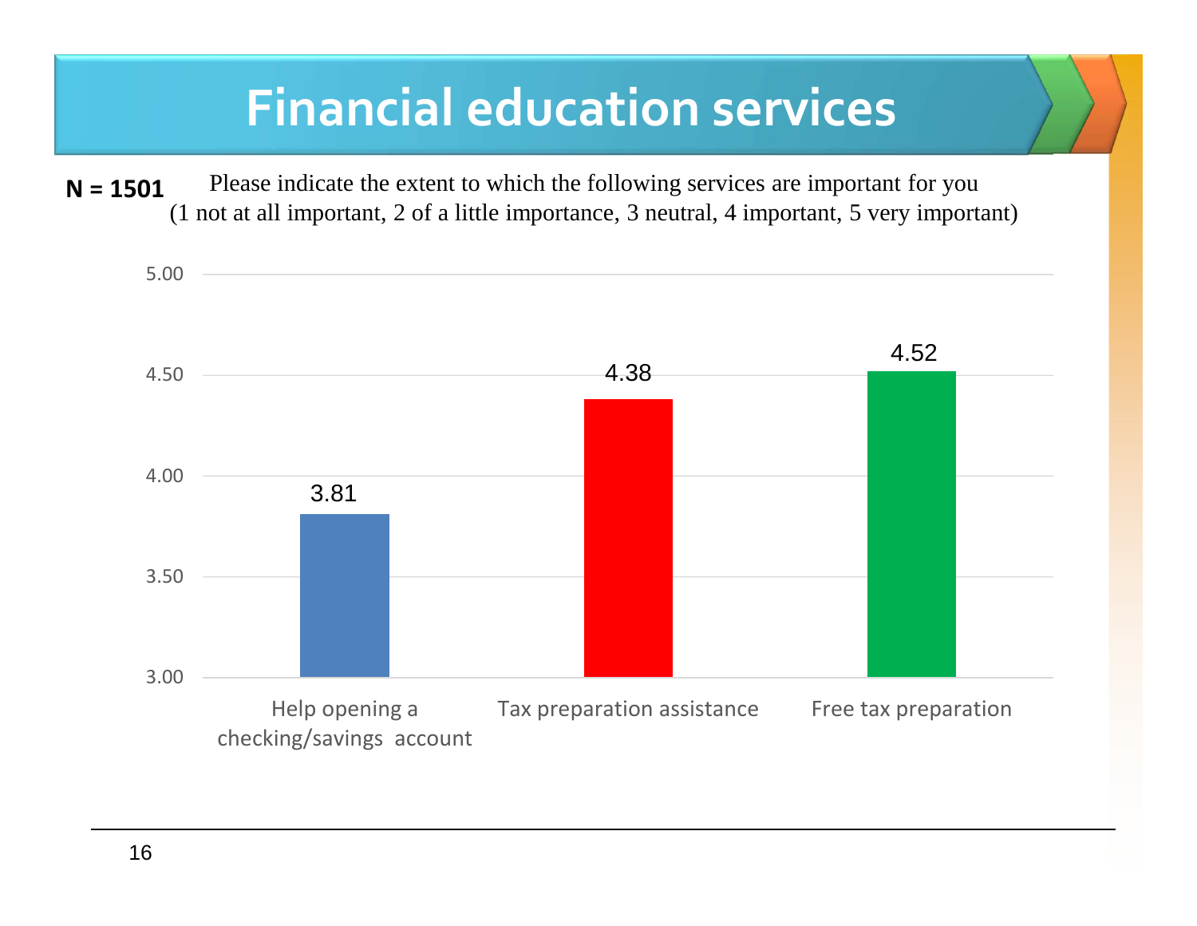# Financial education services

**N = 1501**

Please indicate the extent to which the following services are important for you
(1 not at all important, 2 of a little importance, 3 neutral, 4 important, 5 very important)

| Service | Mean importance |
| --- | --- |
| Help opening a checking/savings account | 3.81 |
| Tax preparation assistance | 4.38 |
| Free tax preparation | 4.52 |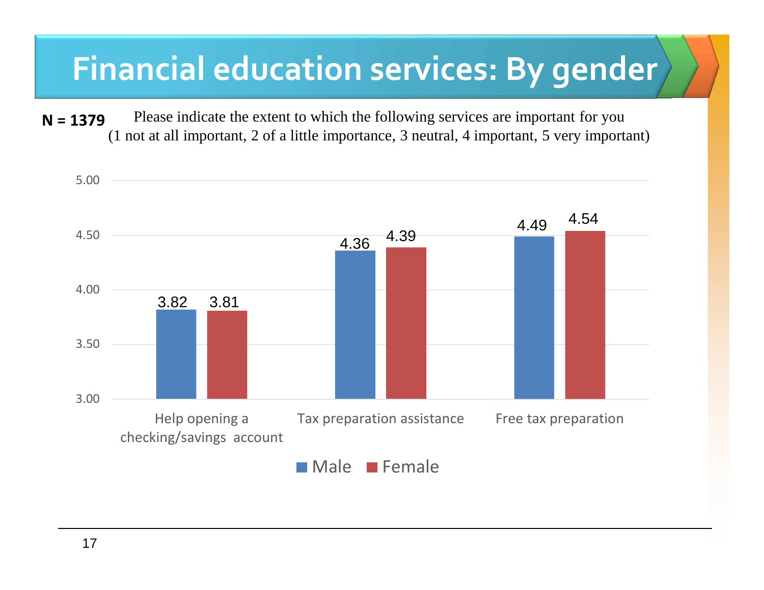# Financial education services: By gender

**N = 1379**

Please indicate the extent to which the following services are important for you
(1 not at all important, 2 of a little importance, 3 neutral, 4 important, 5 very important)

| | Male | Female |
|---|---|---|
| Help opening a checking/savings account | 3.82 | 3.81 |
| Tax preparation assistance | 4.36 | 4.39 |
| Free tax preparation | 4.49 | 4.54 |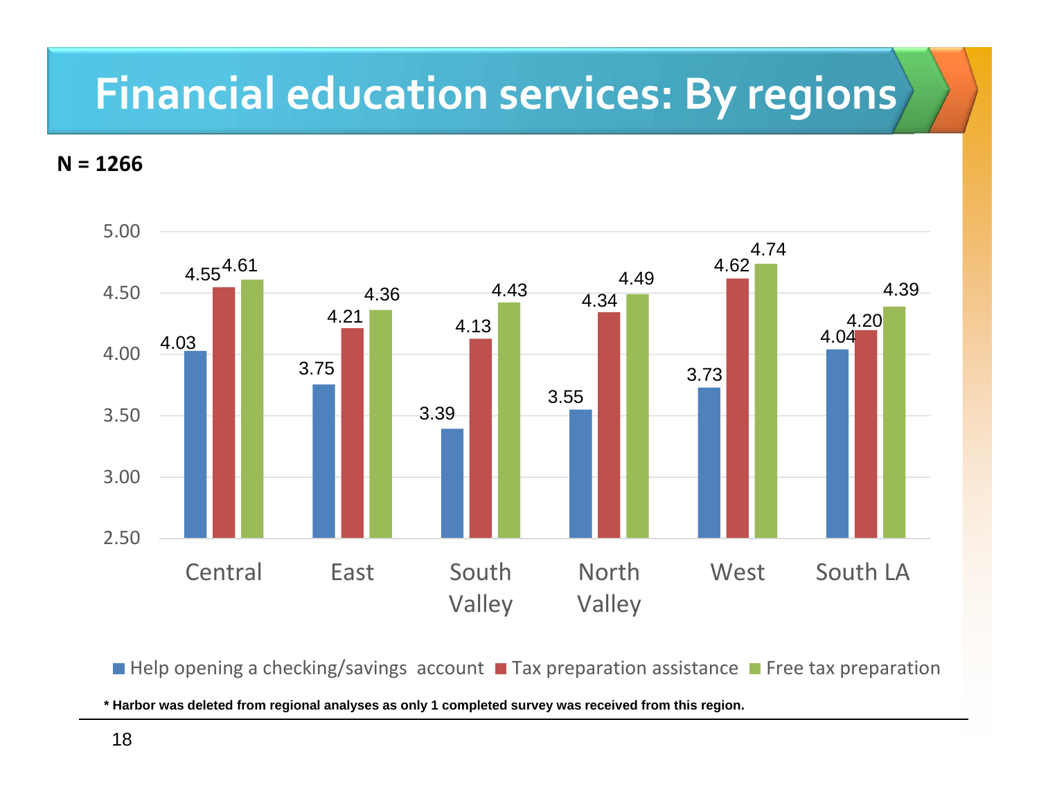# Financial education services: By regions

**N = 1266**

| Region | Help opening a checking/savings account | Tax preparation assistance | Free tax preparation |
|---|---|---|---|
| Central | 4.03 | 4.55 | 4.61 |
| East | 3.75 | 4.21 | 4.36 |
| South Valley | 3.39 | 4.13 | 4.43 |
| North Valley | 3.55 | 4.34 | 4.49 |
| West | 3.73 | 4.62 | 4.74 |
| South LA | 4.04 | 4.20 | 4.39 |

**\* Harbor was deleted from regional analyses as only 1 completed survey was received from this region.**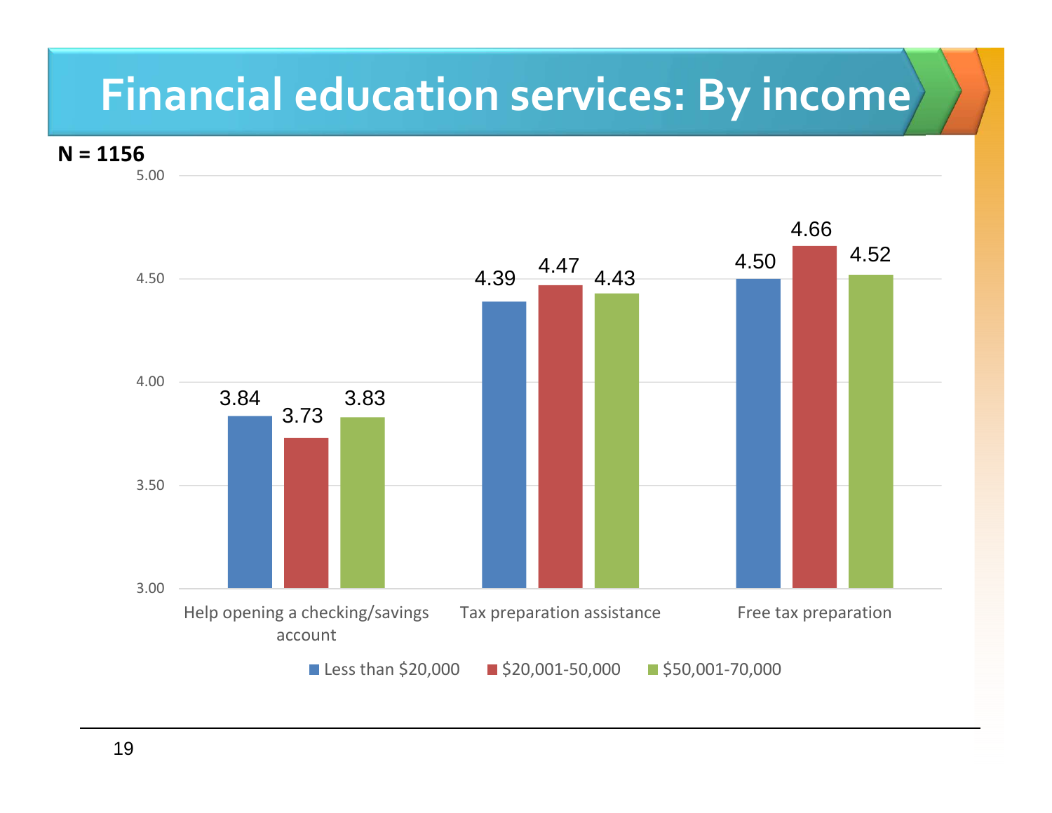# Financial education services: By income

**N = 1156**

| | Less than $20,000 | $20,001-50,000 | $50,001-70,000 |
|---|---|---|---|
| Help opening a checking/savings account | 3.84 | 3.73 | 3.83 |
| Tax preparation assistance | 4.39 | 4.47 | 4.43 |
| Free tax preparation | 4.50 | 4.66 | 4.52 |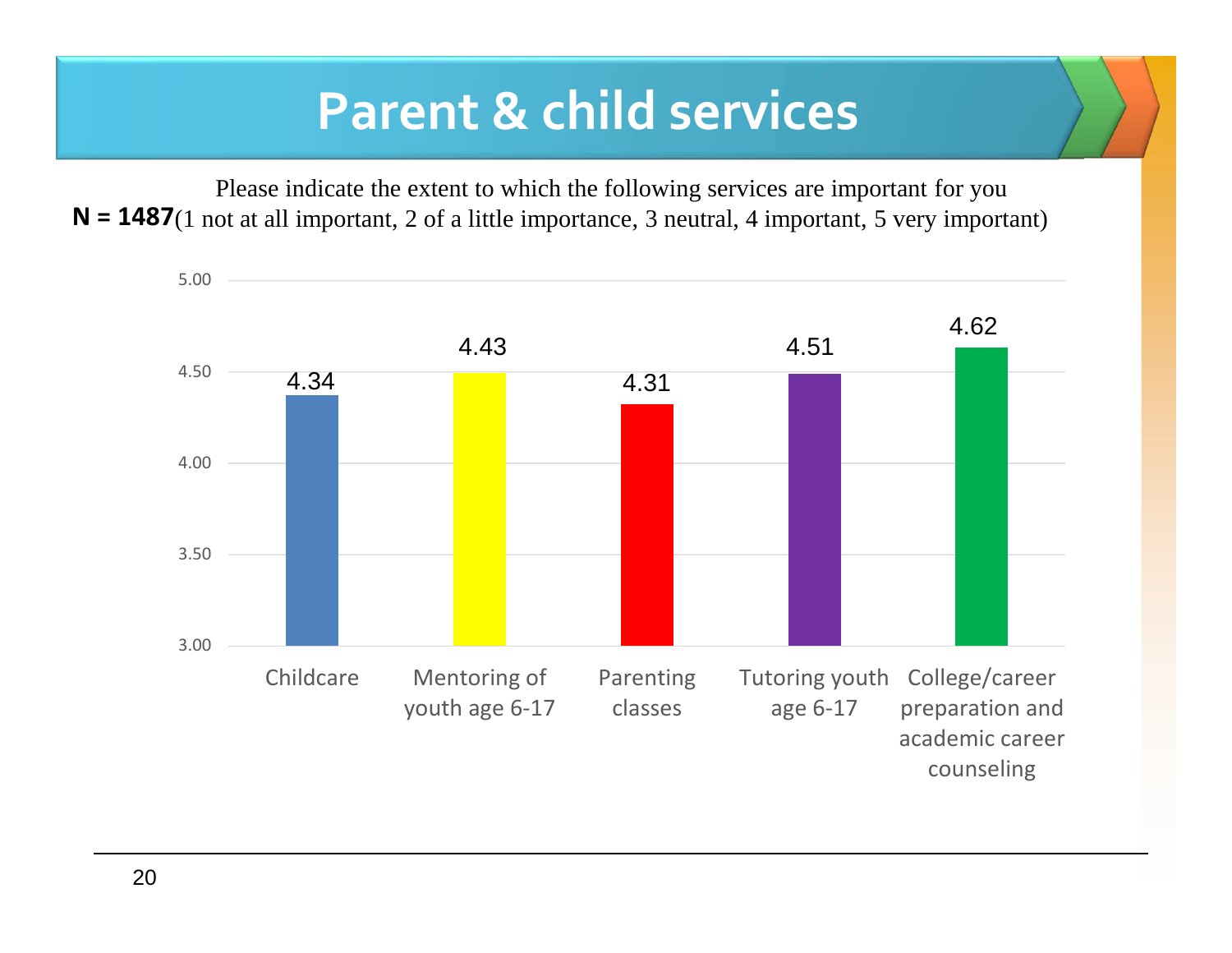# Parent & child services

Please indicate the extent to which the following services are important for you

**N = 1487** (1 not at all important, 2 of a little importance, 3 neutral, 4 important, 5 very important)

| Service | Mean |
|---|---|
| Childcare | 4.34 |
| Mentoring of youth age 6-17 | 4.43 |
| Parenting classes | 4.31 |
| Tutoring youth age 6-17 | 4.51 |
| College/career preparation and academic career counseling | 4.62 |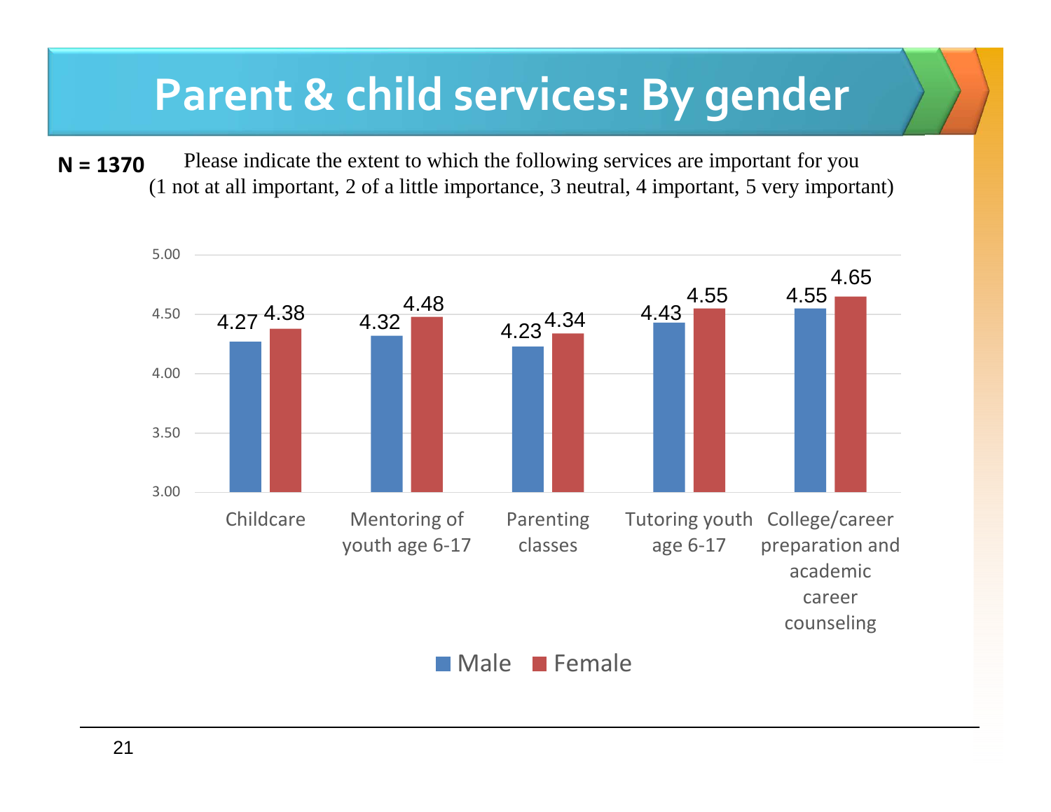# Parent & child services: By gender

**N = 1370**

Please indicate the extent to which the following services are important for you
(1 not at all important, 2 of a little importance, 3 neutral, 4 important, 5 very important)

| Service | Male | Female |
|---|---|---|
| Childcare | 4.27 | 4.38 |
| Mentoring of youth age 6-17 | 4.32 | 4.48 |
| Parenting classes | 4.23 | 4.34 |
| Tutoring youth age 6-17 | 4.43 | 4.55 |
| College/career preparation and academic career counseling | 4.55 | 4.65 |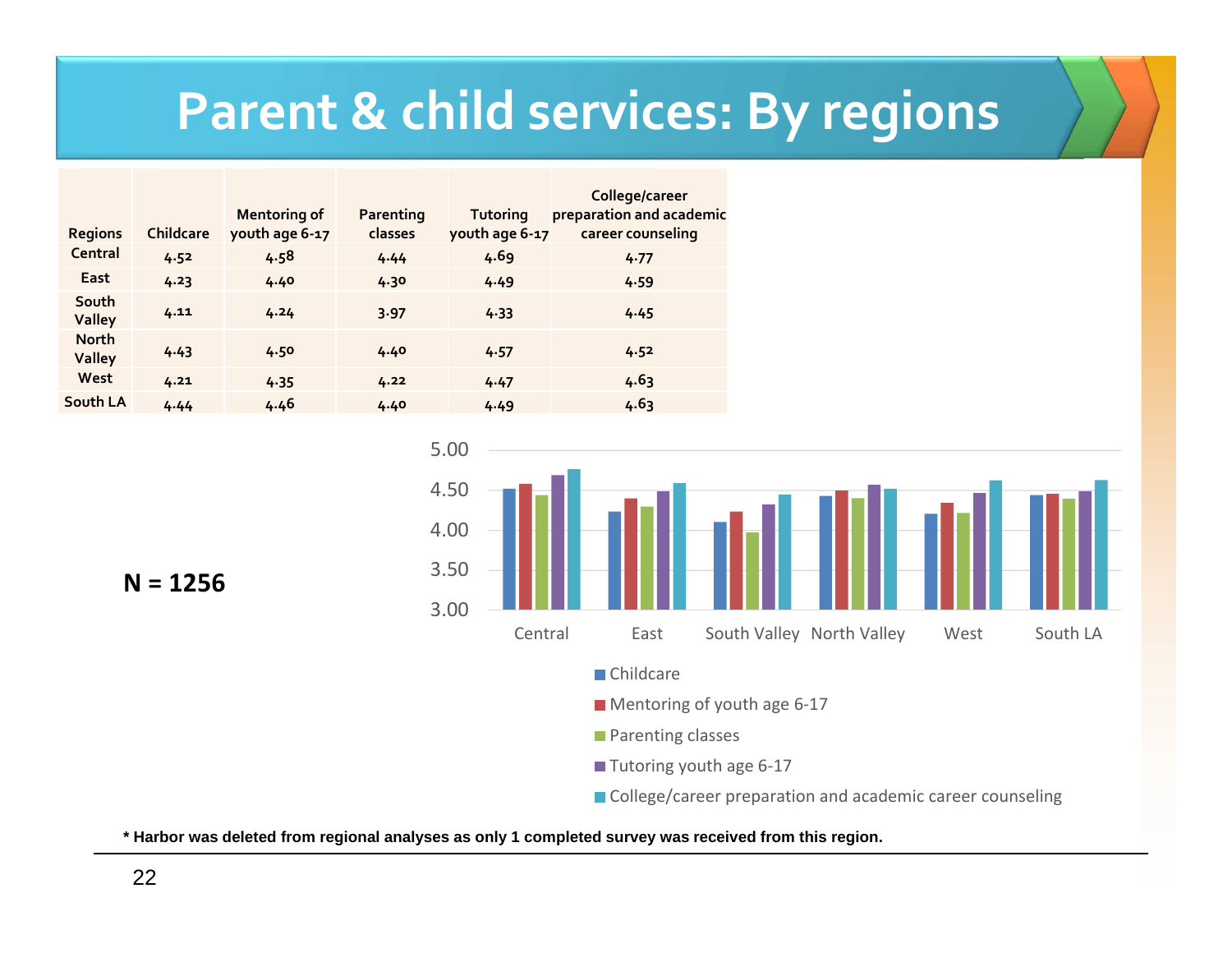# Parent & child services: By regions

| Regions | Childcare | Mentoring of youth age 6-17 | Parenting classes | Tutoring youth age 6-17 | College/career preparation and academic career counseling |
|---|---|---|---|---|---|
| Central | 4.52 | 4.58 | 4.44 | 4.69 | 4.77 |
| East | 4.23 | 4.40 | 4.30 | 4.49 | 4.59 |
| South Valley | 4.11 | 4.24 | 3.97 | 4.33 | 4.45 |
| North Valley | 4.43 | 4.50 | 4.40 | 4.57 | 4.52 |
| West | 4.21 | 4.35 | 4.22 | 4.47 | 4.63 |
| South LA | 4.44 | 4.46 | 4.40 | 4.49 | 4.63 |

**N = 1256**

**\* Harbor was deleted from regional analyses as only 1 completed survey was received from this region.**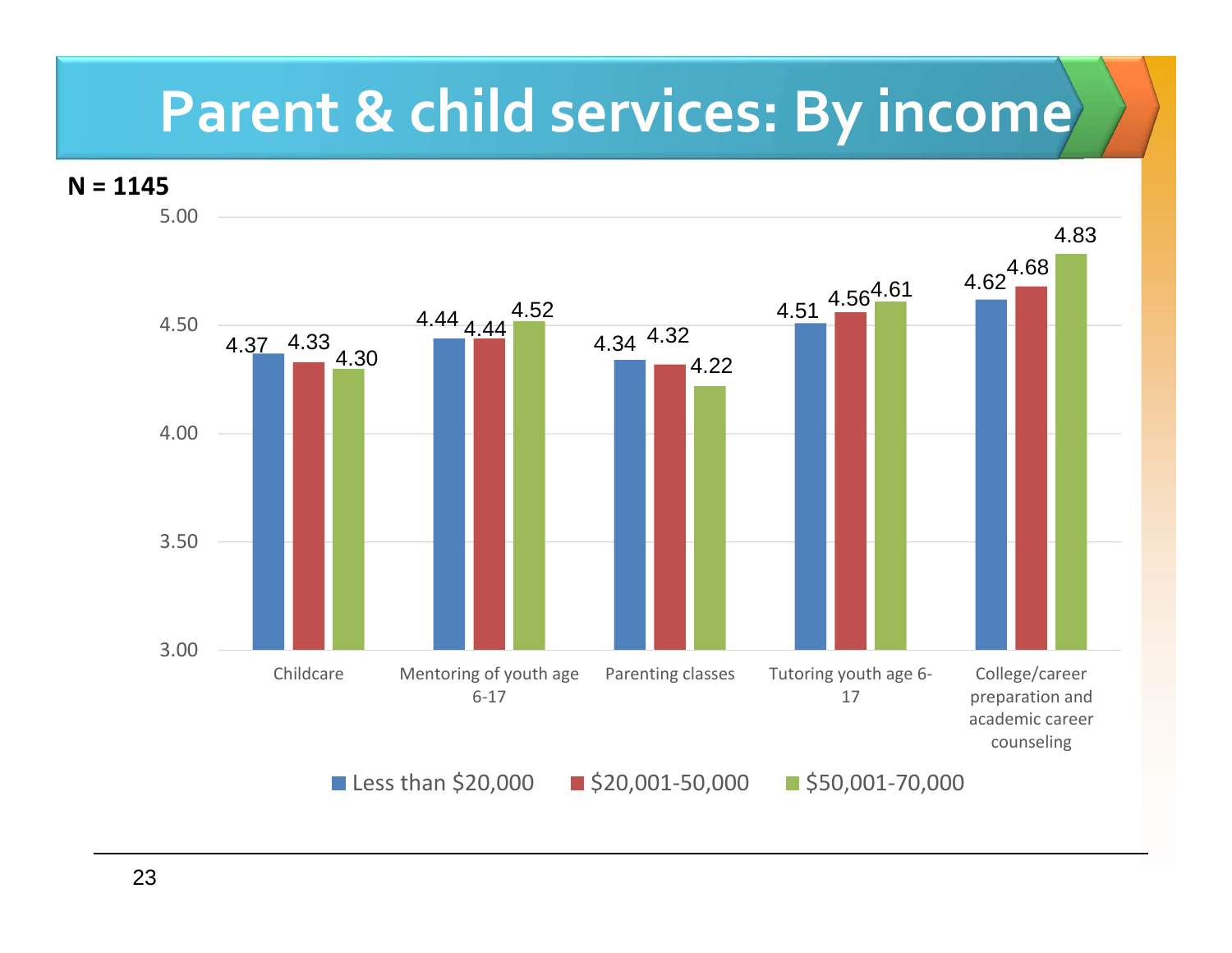# Parent & child services: By income

**N = 1145**

| | Less than $20,000 | $20,001-50,000 | $50,001-70,000 |
|---|---|---|---|
| Childcare | 4.37 | 4.33 | 4.30 |
| Mentoring of youth age 6-17 | 4.44 | 4.44 | 4.52 |
| Parenting classes | 4.34 | 4.32 | 4.22 |
| Tutoring youth age 6-17 | 4.51 | 4.56 | 4.61 |
| College/career preparation and academic career counseling | 4.62 | 4.68 | 4.83 |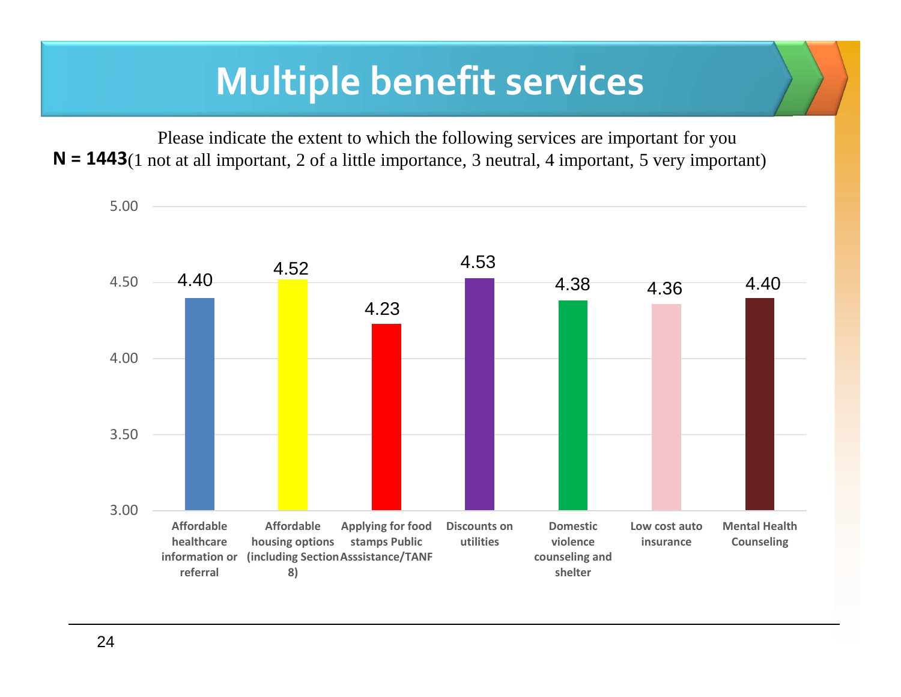# Multiple benefit services

Please indicate the extent to which the following services are important for you

**N = 1443**(1 not at all important, 2 of a little importance, 3 neutral, 4 important, 5 very important)

| Service | Mean |
|---|---|
| Affordable healthcare information or referral | 4.40 |
| Affordable housing options (including Section 8) | 4.52 |
| Applying for food stamps Public Asssistance/TANF | 4.23 |
| Discounts on utilities | 4.53 |
| Domestic violence counseling and shelter | 4.38 |
| Low cost auto insurance | 4.36 |
| Mental Health Counseling | 4.40 |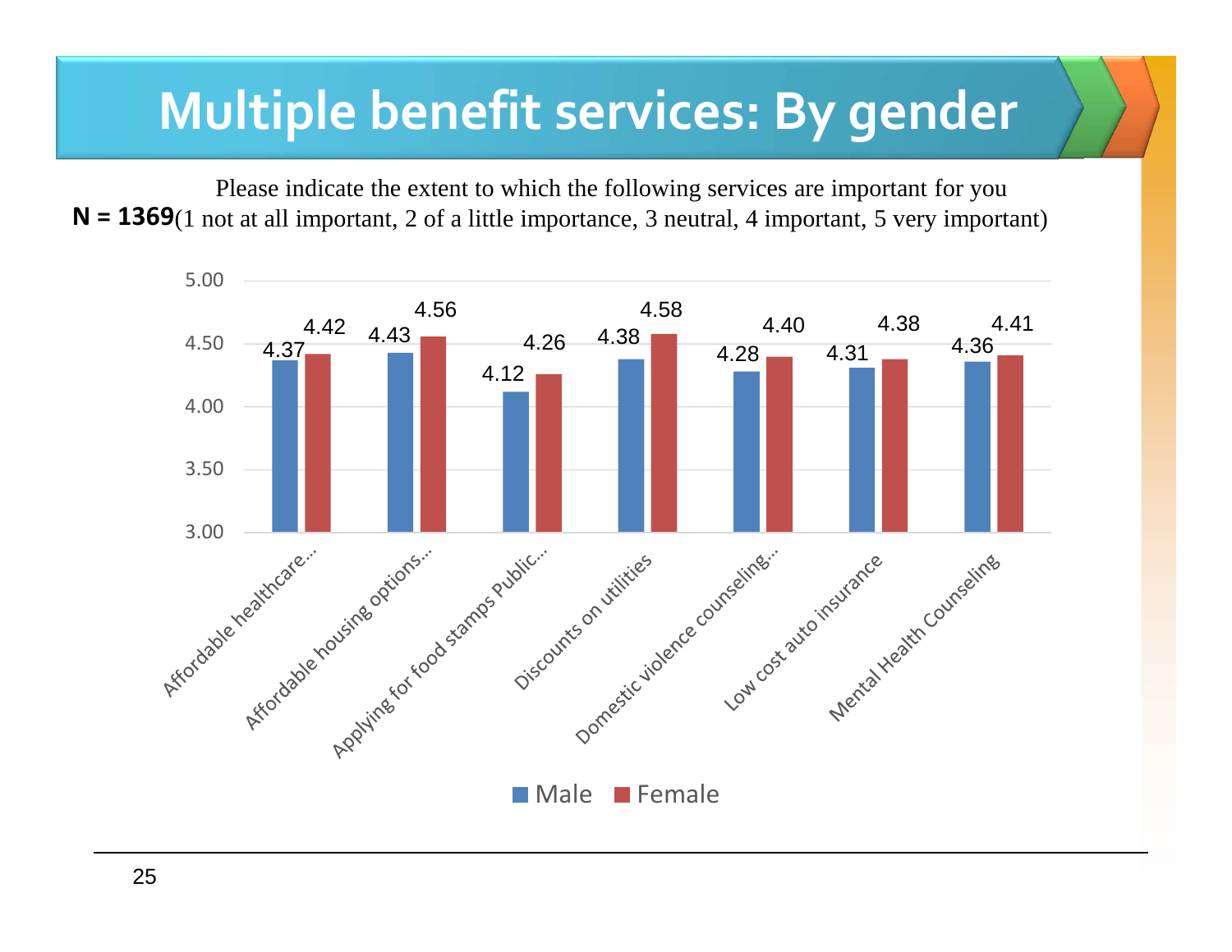# Multiple benefit services: By gender

Please indicate the extent to which the following services are important for you

**N = 1369**(1 not at all important, 2 of a little importance, 3 neutral, 4 important, 5 very important)

| Service | Male | Female |
|---|---|---|
| Affordable healthcare... | 4.37 | 4.42 |
| Affordable housing options... | 4.43 | 4.56 |
| Applying for food stamps Public... | 4.12 | 4.26 |
| Discounts on utilities | 4.38 | 4.58 |
| Domestic violence counseling... | 4.28 | 4.40 |
| Low cost auto insurance | 4.31 | 4.38 |
| Mental Health Counseling | 4.36 | 4.41 |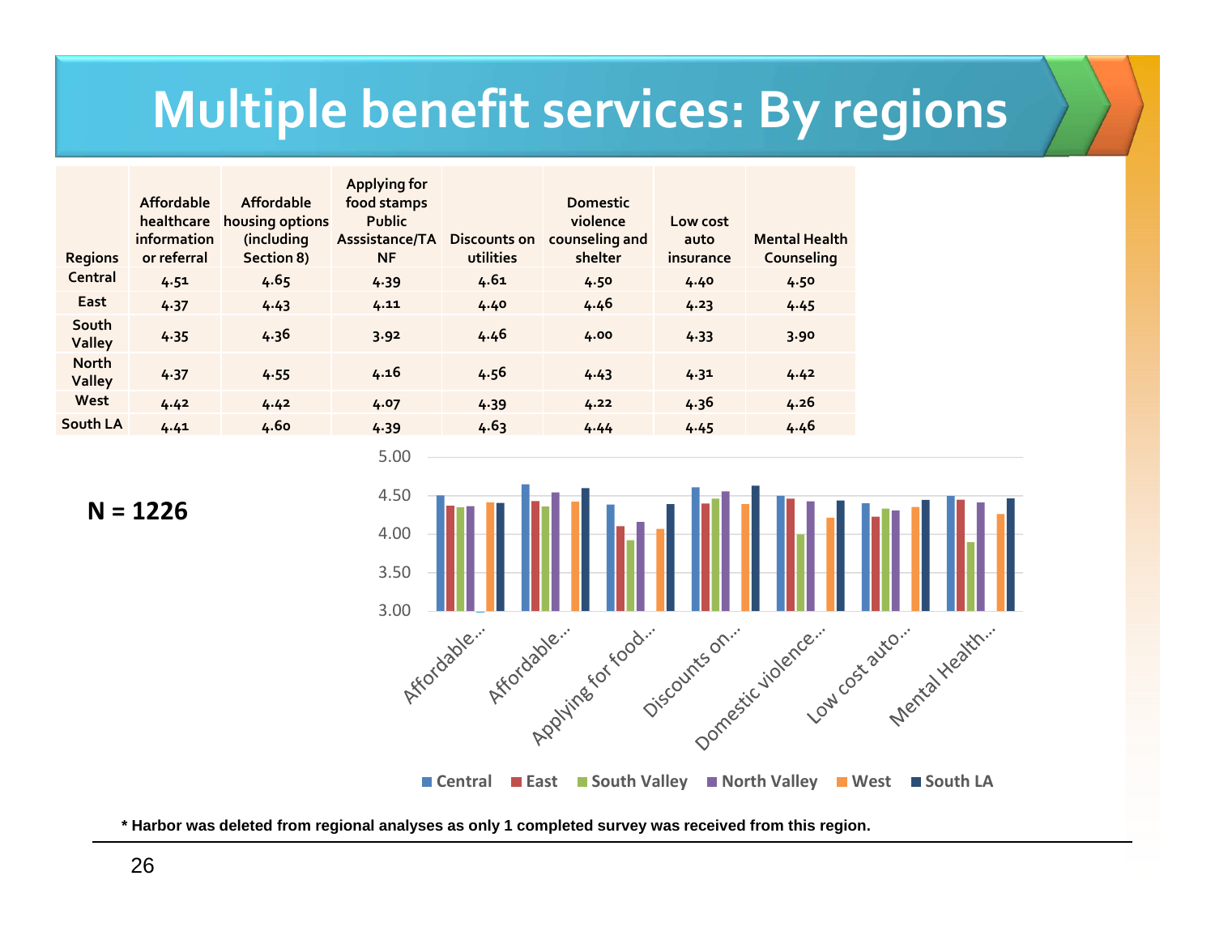# Multiple benefit services: By regions

| Regions | Affordable healthcare information or referral | Affordable housing options (including Section 8) | Applying for food stamps Public Asssistance/TANF | Discounts on utilities | Domestic violence counseling and shelter | Low cost auto insurance | Mental Health Counseling |
|---|---|---|---|---|---|---|---|
| Central | 4.51 | 4.65 | 4.39 | 4.61 | 4.50 | 4.40 | 4.50 |
| East | 4.37 | 4.43 | 4.11 | 4.40 | 4.46 | 4.23 | 4.45 |
| South Valley | 4.35 | 4.36 | 3.92 | 4.46 | 4.00 | 4.33 | 3.90 |
| North Valley | 4.37 | 4.55 | 4.16 | 4.56 | 4.43 | 4.31 | 4.42 |
| West | 4.42 | 4.42 | 4.07 | 4.39 | 4.22 | 4.36 | 4.26 |
| South LA | 4.41 | 4.60 | 4.39 | 4.63 | 4.44 | 4.45 | 4.46 |

**N = 1226**

\* Harbor was deleted from regional analyses as only 1 completed survey was received from this region.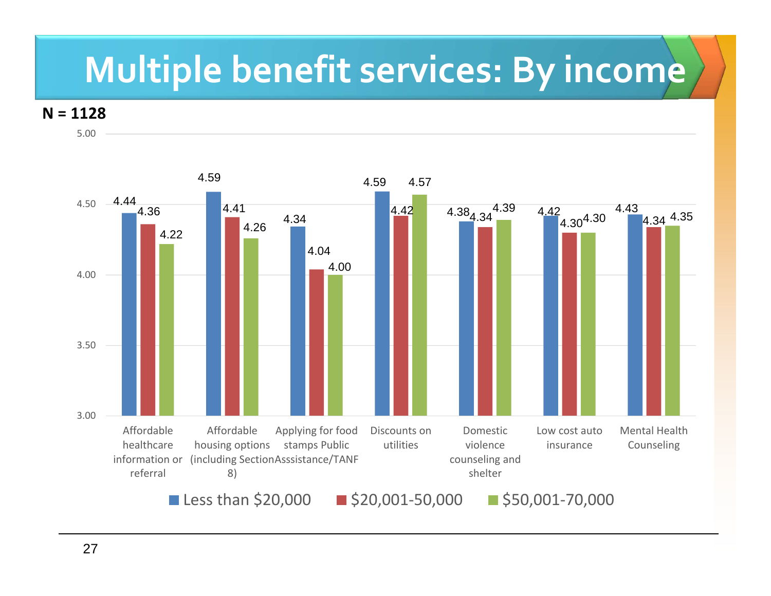# Multiple benefit services: By income

**N = 1128**

| Service | Less than $20,000 | $20,001-50,000 | $50,001-70,000 |
|---|---|---|---|
| Affordable healthcare information or referral | 4.44 | 4.36 | 4.22 |
| Affordable housing options (including Section 8) | 4.59 | 4.41 | 4.26 |
| Applying for food stamps Public Asssistance/TANF | 4.34 | 4.04 | 4.00 |
| Discounts on utilities | 4.59 | 4.42 | 4.57 |
| Domestic violence counseling and shelter | 4.38 | 4.34 | 4.39 |
| Low cost auto insurance | 4.42 | 4.30 | 4.30 |
| Mental Health Counseling | 4.43 | 4.34 | 4.35 |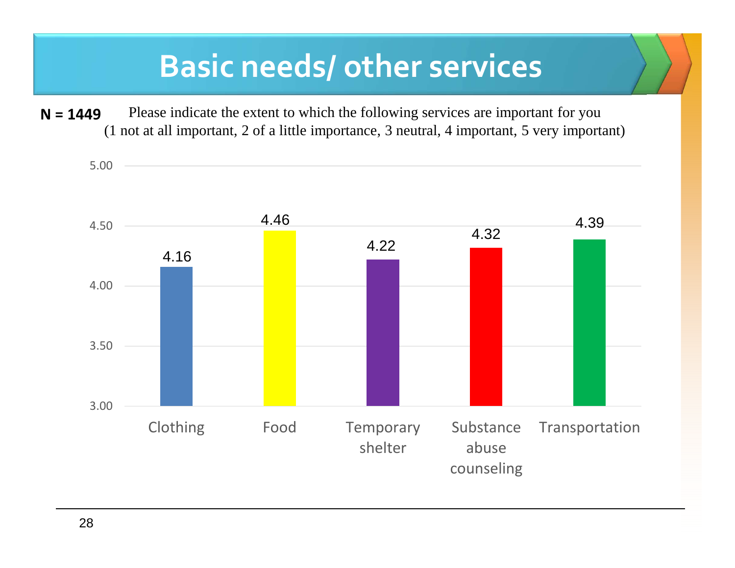# Basic needs/ other services

**N = 1449** Please indicate the extent to which the following services are important for you (1 not at all important, 2 of a little importance, 3 neutral, 4 important, 5 very important)

| Service | Mean |
|---|---|
| Clothing | 4.16 |
| Food | 4.46 |
| Temporary shelter | 4.22 |
| Substance abuse counseling | 4.32 |
| Transportation | 4.39 |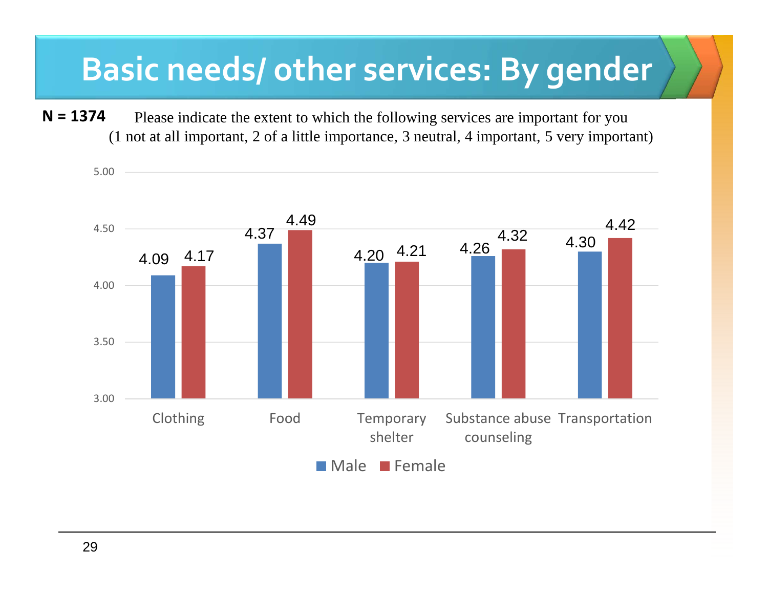# Basic needs/ other services: By gender

**N = 1374**

Please indicate the extent to which the following services are important for you
(1 not at all important, 2 of a little importance, 3 neutral, 4 important, 5 very important)

| | Male | Female |
|---|---|---|
| Clothing | 4.09 | 4.17 |
| Food | 4.37 | 4.49 |
| Temporary shelter | 4.20 | 4.21 |
| Substance abuse counseling | 4.26 | 4.32 |
| Transportation | 4.30 | 4.42 |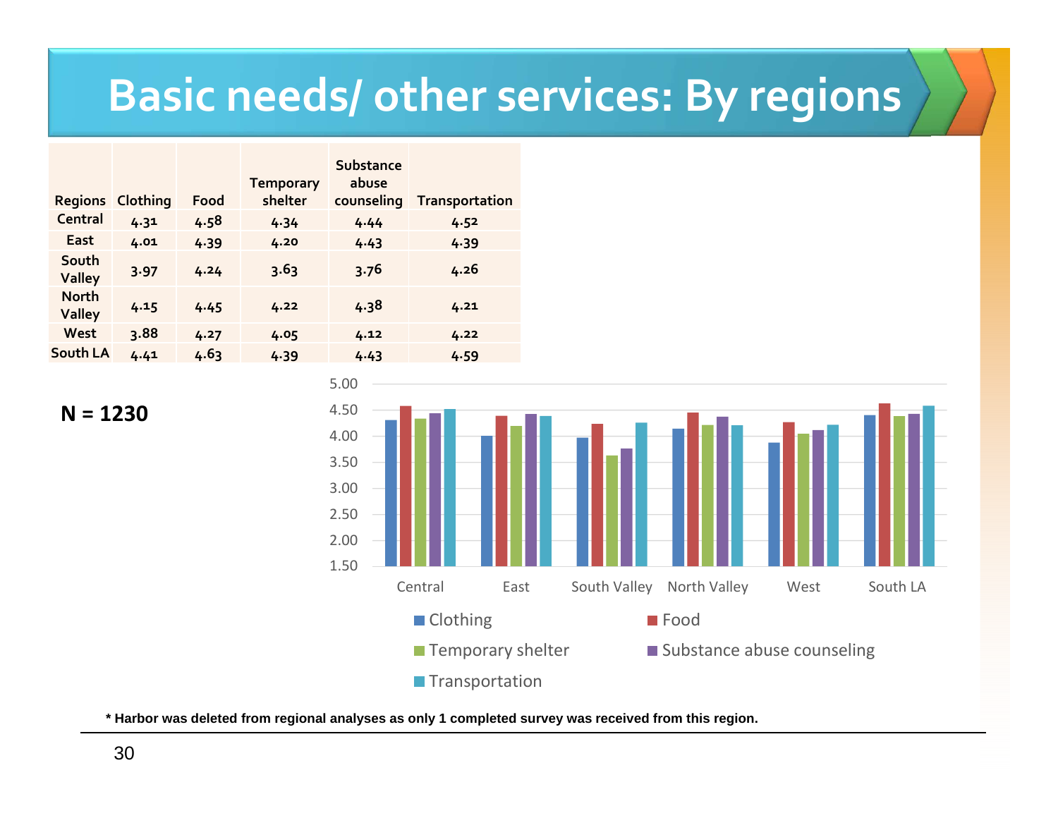# Basic needs/ other services: By regions

| Regions | Clothing | Food | Temporary shelter | Substance abuse counseling | Transportation |
|---|---|---|---|---|---|
| Central | 4.31 | 4.58 | 4.34 | 4.44 | 4.52 |
| East | 4.01 | 4.39 | 4.20 | 4.43 | 4.39 |
| South Valley | 3.97 | 4.24 | 3.63 | 3.76 | 4.26 |
| North Valley | 4.15 | 4.45 | 4.22 | 4.38 | 4.21 |
| West | 3.88 | 4.27 | 4.05 | 4.12 | 4.22 |
| South LA | 4.41 | 4.63 | 4.39 | 4.43 | 4.59 |

**N = 1230**

**\* Harbor was deleted from regional analyses as only 1 completed survey was received from this region.**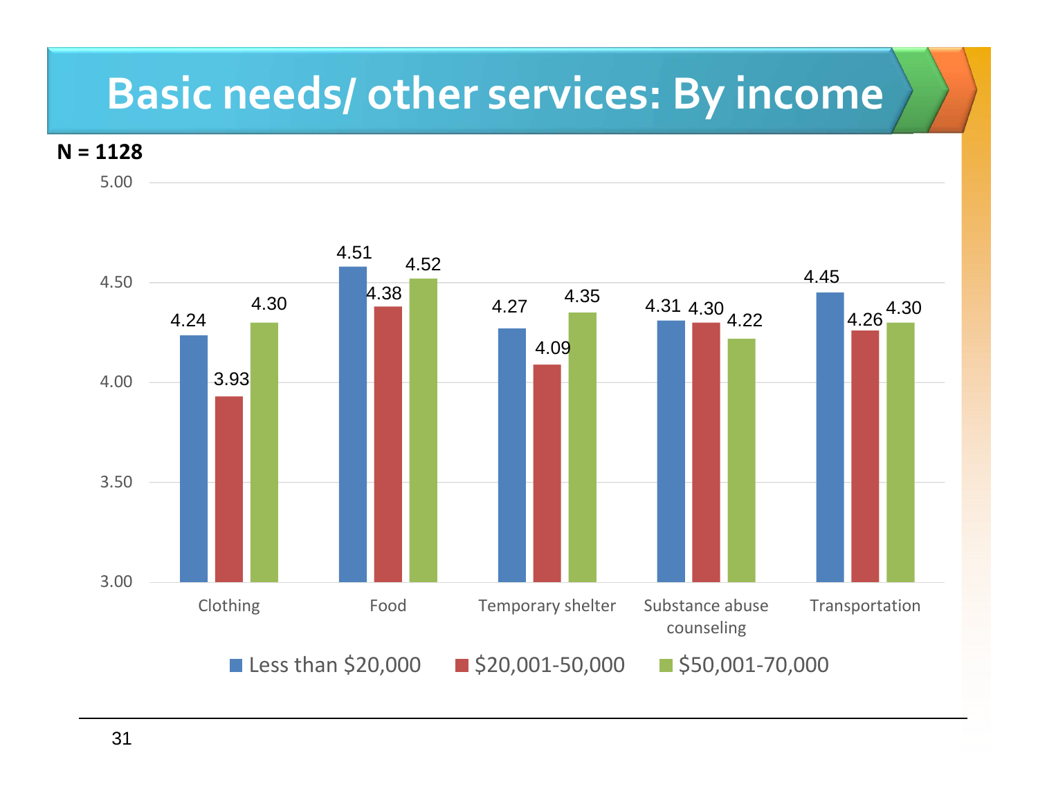# Basic needs/ other services: By income

**N = 1128**

| | Less than $20,000 | $20,001-50,000 | $50,001-70,000 |
|---|---|---|---|
| Clothing | 4.24 | 3.93 | 4.30 |
| Food | 4.51 | 4.38 | 4.52 |
| Temporary shelter | 4.27 | 4.09 | 4.35 |
| Substance abuse counseling | 4.31 | 4.30 | 4.22 |
| Transportation | 4.45 | 4.26 | 4.30 |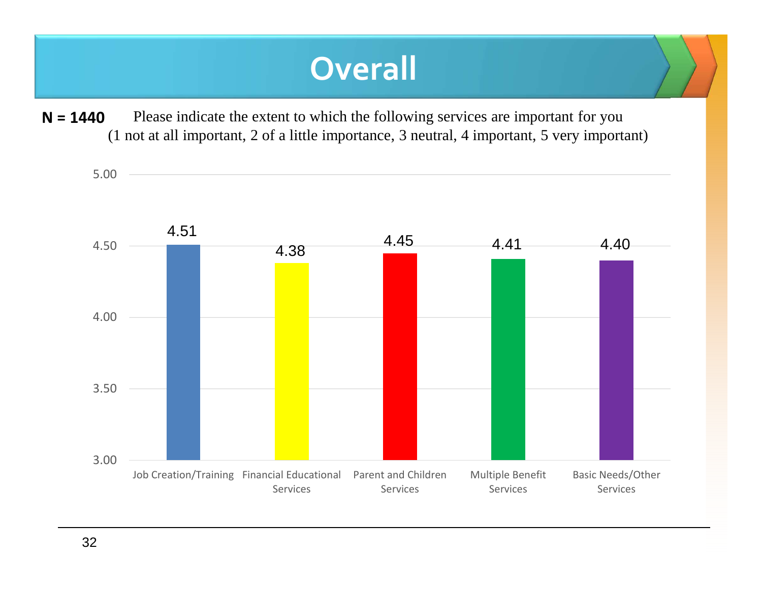# Overall

**N = 1440** Please indicate the extent to which the following services are important for you
(1 not at all important, 2 of a little importance, 3 neutral, 4 important, 5 very important)

| Service | Mean |
|---|---|
| Job Creation/Training | 4.51 |
| Financial Educational Services | 4.38 |
| Parent and Children Services | 4.45 |
| Multiple Benefit Services | 4.41 |
| Basic Needs/Other Services | 4.40 |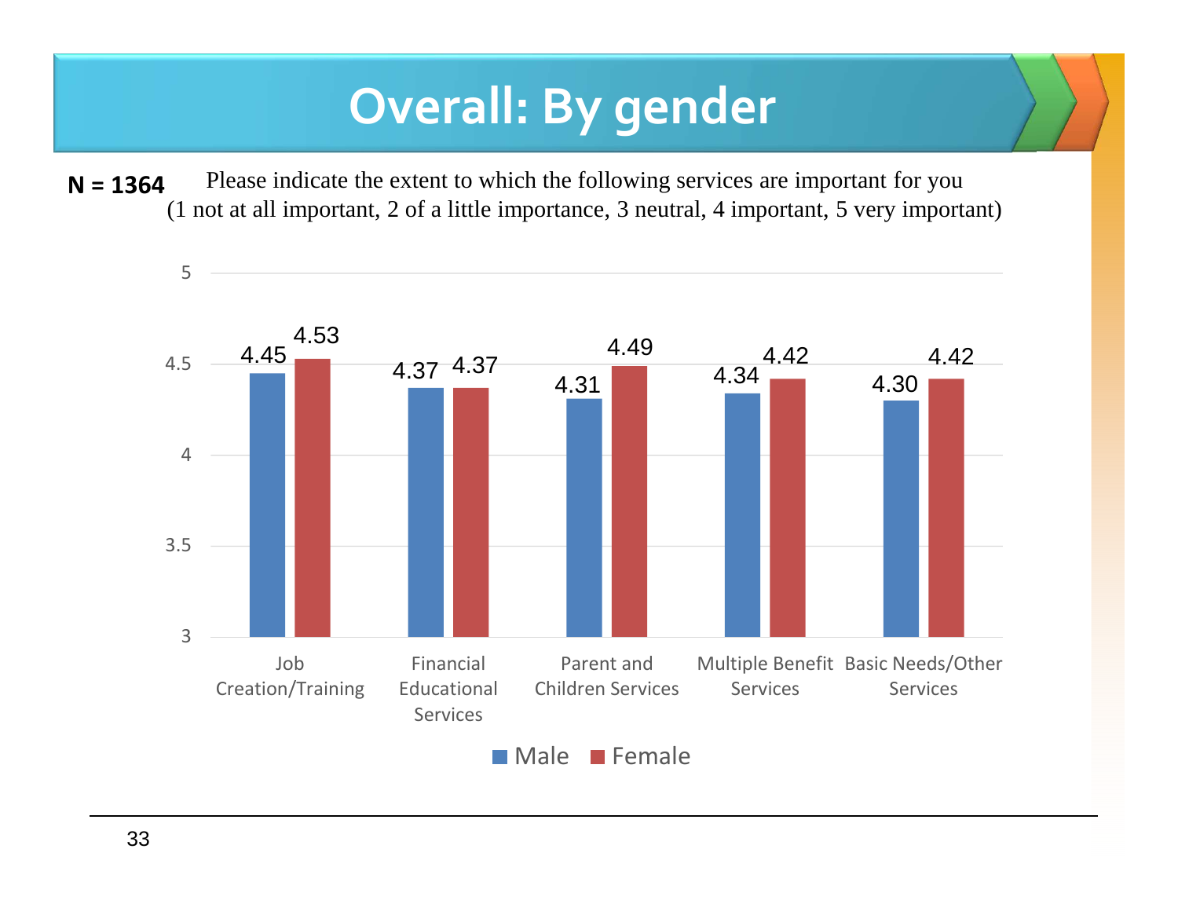# Overall: By gender

**N = 1364** Please indicate the extent to which the following services are important for you (1 not at all important, 2 of a little importance, 3 neutral, 4 important, 5 very important)

| | Male | Female |
|---|---|---|
| Job Creation/Training | 4.45 | 4.53 |
| Financial Educational Services | 4.37 | 4.37 |
| Parent and Children Services | 4.31 | 4.49 |
| Multiple Benefit Services | 4.34 | 4.42 |
| Basic Needs/Other Services | 4.30 | 4.42 |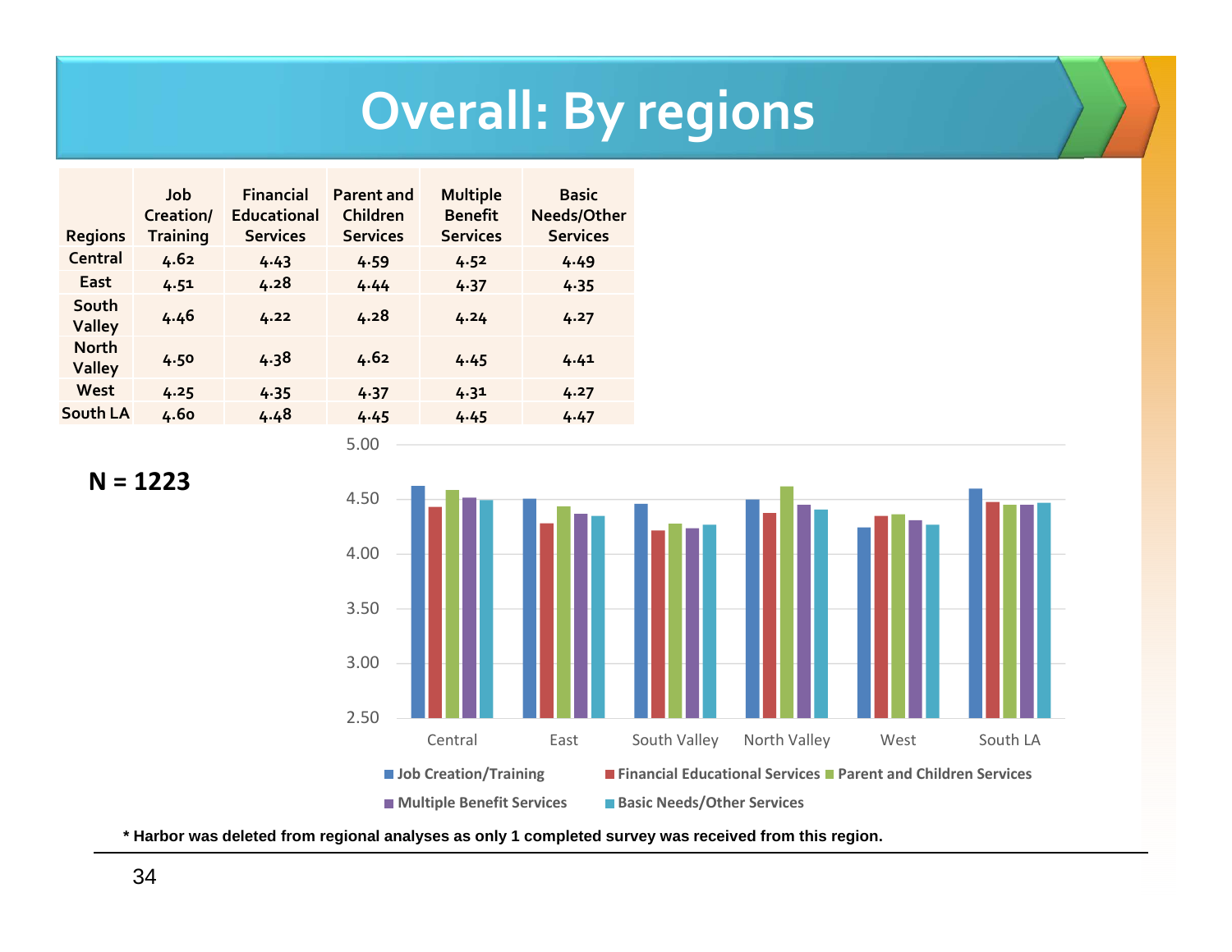# Overall: By regions

| Regions | Job Creation/ Training | Financial Educational Services | Parent and Children Services | Multiple Benefit Services | Basic Needs/Other Services |
|---|---|---|---|---|---|
| Central | 4.62 | 4.43 | 4.59 | 4.52 | 4.49 |
| East | 4.51 | 4.28 | 4.44 | 4.37 | 4.35 |
| South Valley | 4.46 | 4.22 | 4.28 | 4.24 | 4.27 |
| North Valley | 4.50 | 4.38 | 4.62 | 4.45 | 4.41 |
| West | 4.25 | 4.35 | 4.37 | 4.31 | 4.27 |
| South LA | 4.60 | 4.48 | 4.45 | 4.45 | 4.47 |

**N = 1223**

* Harbor was deleted from regional analyses as only 1 completed survey was received from this region.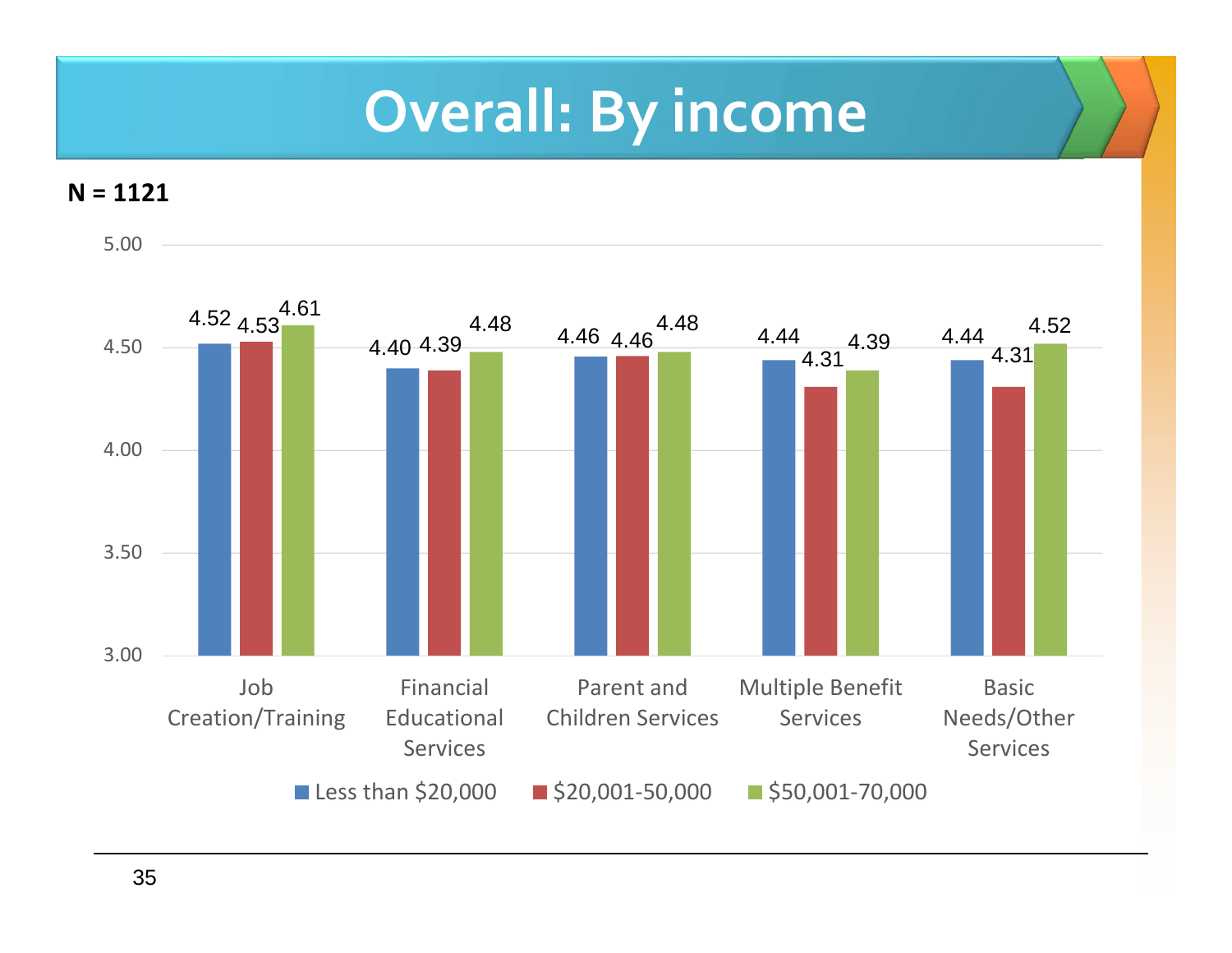# Overall: By income

**N = 1121**

5.00
4.50
4.00
3.50
3.00

4.52 4.53 4.61
4.40 4.39 4.48
4.46 4.46 4.48
4.44 4.31 4.39
4.44 4.31 4.52

Job Creation/Training
Financial Educational Services
Parent and Children Services
Multiple Benefit Services
Basic Needs/Other Services

Less than $20,000
$20,001-50,000
$50,001-70,000